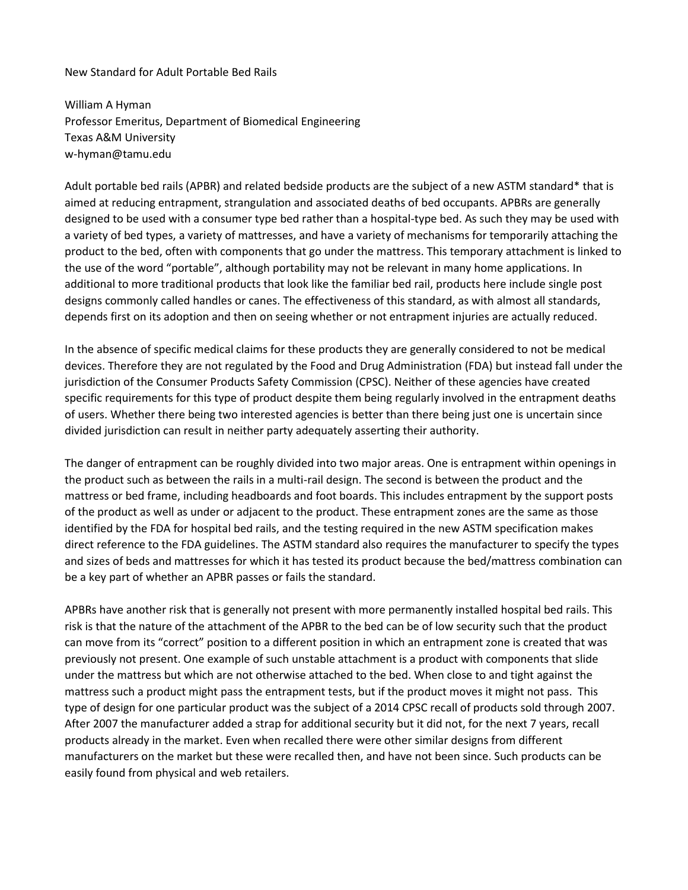# New Standard for Adult Portable Bed Rails

William A Hyman
Professor Emeritus, Department of Biomedical Engineering
Texas A&M University
w-hyman@tamu.edu

Adult portable bed rails (APBR) and related bedside products are the subject of a new ASTM standard* that is aimed at reducing entrapment, strangulation and associated deaths of bed occupants. APBRs are generally designed to be used with a consumer type bed rather than a hospital-type bed. As such they may be used with a variety of bed types, a variety of mattresses, and have a variety of mechanisms for temporarily attaching the product to the bed, often with components that go under the mattress. This temporary attachment is linked to the use of the word "portable", although portability may not be relevant in many home applications. In additional to more traditional products that look like the familiar bed rail, products here include single post designs commonly called handles or canes. The effectiveness of this standard, as with almost all standards, depends first on its adoption and then on seeing whether or not entrapment injuries are actually reduced.

In the absence of specific medical claims for these products they are generally considered to not be medical devices. Therefore they are not regulated by the Food and Drug Administration (FDA) but instead fall under the jurisdiction of the Consumer Products Safety Commission (CPSC). Neither of these agencies have created specific requirements for this type of product despite them being regularly involved in the entrapment deaths of users. Whether there being two interested agencies is better than there being just one is uncertain since divided jurisdiction can result in neither party adequately asserting their authority.

The danger of entrapment can be roughly divided into two major areas. One is entrapment within openings in the product such as between the rails in a multi-rail design. The second is between the product and the mattress or bed frame, including headboards and foot boards. This includes entrapment by the support posts of the product as well as under or adjacent to the product. These entrapment zones are the same as those identified by the FDA for hospital bed rails, and the testing required in the new ASTM specification makes direct reference to the FDA guidelines. The ASTM standard also requires the manufacturer to specify the types and sizes of beds and mattresses for which it has tested its product because the bed/mattress combination can be a key part of whether an APBR passes or fails the standard.

APBRs have another risk that is generally not present with more permanently installed hospital bed rails. This risk is that the nature of the attachment of the APBR to the bed can be of low security such that the product can move from its "correct" position to a different position in which an entrapment zone is created that was previously not present. One example of such unstable attachment is a product with components that slide under the mattress but which are not otherwise attached to the bed. When close to and tight against the mattress such a product might pass the entrapment tests, but if the product moves it might not pass. This type of design for one particular product was the subject of a 2014 CPSC recall of products sold through 2007. After 2007 the manufacturer added a strap for additional security but it did not, for the next 7 years, recall products already in the market. Even when recalled there were other similar designs from different manufacturers on the market but these were recalled then, and have not been since. Such products can be easily found from physical and web retailers.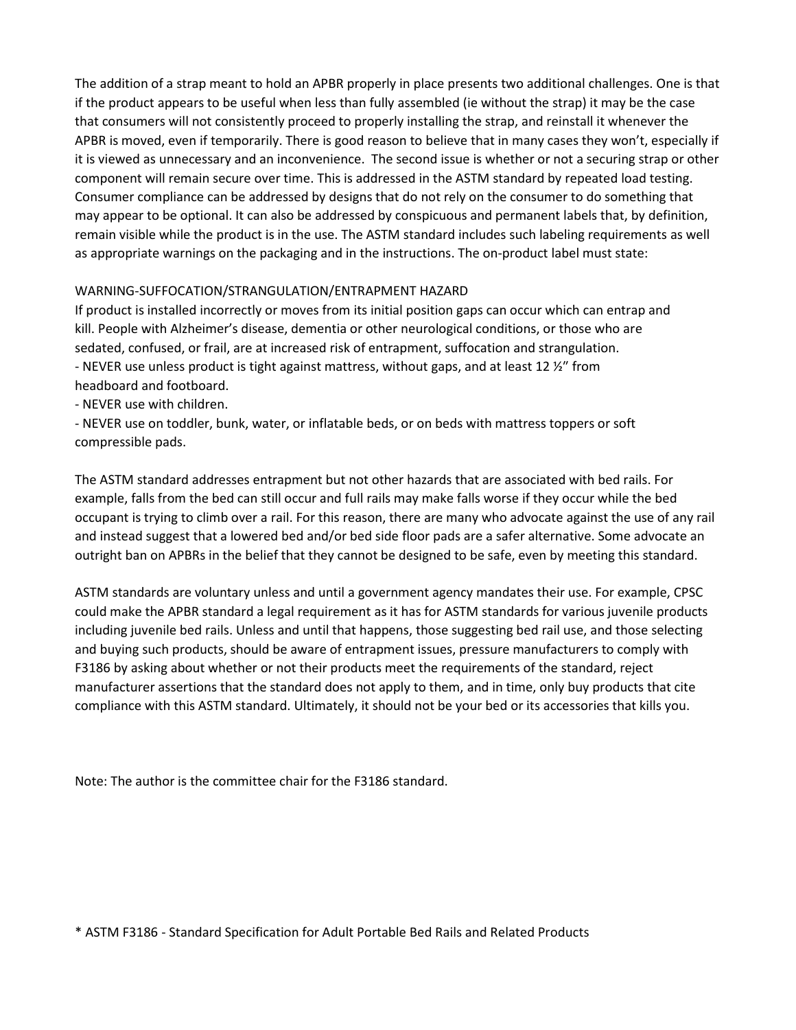The addition of a strap meant to hold an APBR properly in place presents two additional challenges. One is that if the product appears to be useful when less than fully assembled (ie without the strap) it may be the case that consumers will not consistently proceed to properly installing the strap, and reinstall it whenever the APBR is moved, even if temporarily. There is good reason to believe that in many cases they won't, especially if it is viewed as unnecessary and an inconvenience. The second issue is whether or not a securing strap or other component will remain secure over time. This is addressed in the ASTM standard by repeated load testing. Consumer compliance can be addressed by designs that do not rely on the consumer to do something that may appear to be optional. It can also be addressed by conspicuous and permanent labels that, by definition, remain visible while the product is in the use. The ASTM standard includes such labeling requirements as well as appropriate warnings on the packaging and in the instructions. The on-product label must state:

WARNING-SUFFOCATION/STRANGULATION/ENTRAPMENT HAZARD
If product is installed incorrectly or moves from its initial position gaps can occur which can entrap and kill. People with Alzheimer's disease, dementia or other neurological conditions, or those who are sedated, confused, or frail, are at increased risk of entrapment, suffocation and strangulation.
- NEVER use unless product is tight against mattress, without gaps, and at least 12 ½" from headboard and footboard.
- NEVER use with children.
- NEVER use on toddler, bunk, water, or inflatable beds, or on beds with mattress toppers or soft compressible pads.

The ASTM standard addresses entrapment but not other hazards that are associated with bed rails. For example, falls from the bed can still occur and full rails may make falls worse if they occur while the bed occupant is trying to climb over a rail. For this reason, there are many who advocate against the use of any rail and instead suggest that a lowered bed and/or bed side floor pads are a safer alternative. Some advocate an outright ban on APBRs in the belief that they cannot be designed to be safe, even by meeting this standard.

ASTM standards are voluntary unless and until a government agency mandates their use. For example, CPSC could make the APBR standard a legal requirement as it has for ASTM standards for various juvenile products including juvenile bed rails. Unless and until that happens, those suggesting bed rail use, and those selecting and buying such products, should be aware of entrapment issues, pressure manufacturers to comply with F3186 by asking about whether or not their products meet the requirements of the standard, reject manufacturer assertions that the standard does not apply to them, and in time, only buy products that cite compliance with this ASTM standard. Ultimately, it should not be your bed or its accessories that kills you.

Note: The author is the committee chair for the F3186 standard.

* ASTM F3186 - Standard Specification for Adult Portable Bed Rails and Related Products